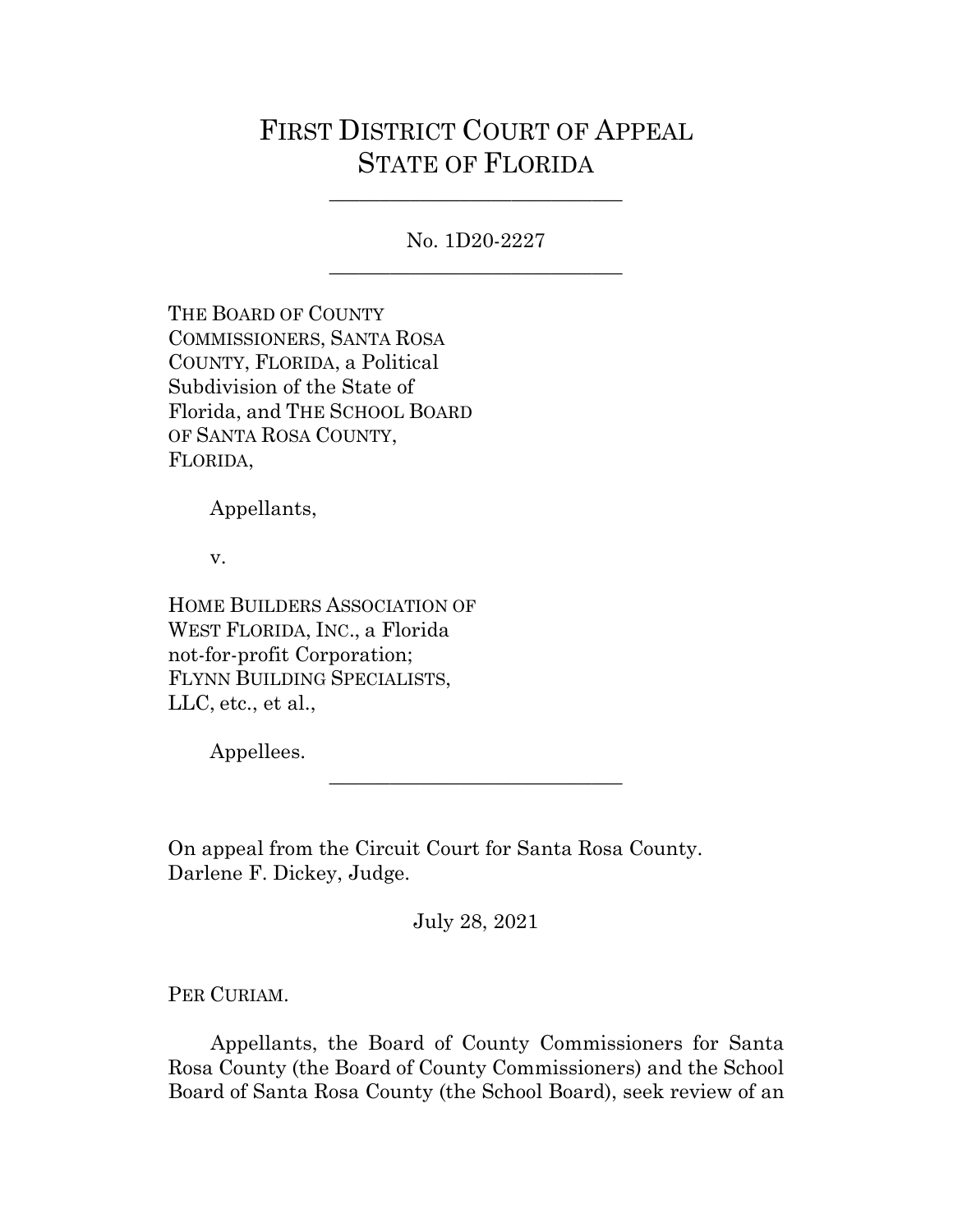# FIRST DISTRICT COURT OF APPEAL
# STATE OF FLORIDA

---

No. 1D20-2227

---

THE BOARD OF COUNTY COMMISSIONERS, SANTA ROSA COUNTY, FLORIDA, a Political Subdivision of the State of Florida, and THE SCHOOL BOARD OF SANTA ROSA COUNTY, FLORIDA,

Appellants,

v.

HOME BUILDERS ASSOCIATION OF WEST FLORIDA, INC., a Florida not-for-profit Corporation; FLYNN BUILDING SPECIALISTS, LLC, etc., et al.,

Appellees.

---

On appeal from the Circuit Court for Santa Rosa County.
Darlene F. Dickey, Judge.

July 28, 2021

PER CURIAM.

Appellants, the Board of County Commissioners for Santa Rosa County (the Board of County Commissioners) and the School Board of Santa Rosa County (the School Board), seek review of an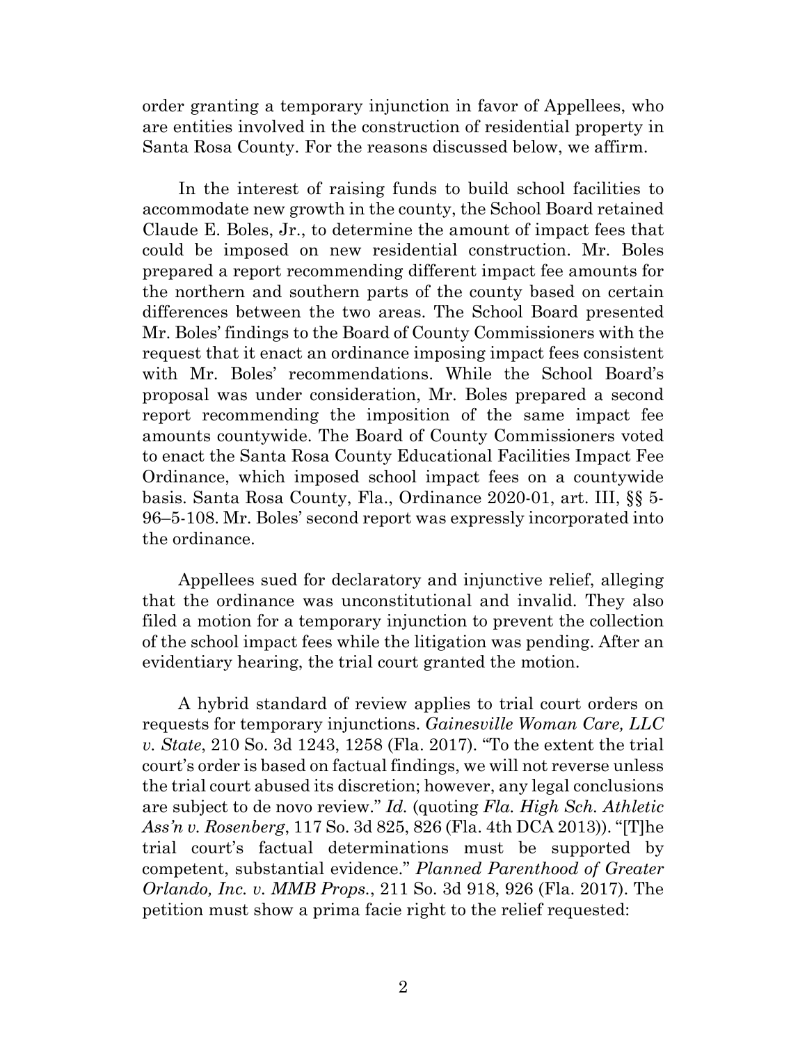order granting a temporary injunction in favor of Appellees, who are entities involved in the construction of residential property in Santa Rosa County. For the reasons discussed below, we affirm.

In the interest of raising funds to build school facilities to accommodate new growth in the county, the School Board retained Claude E. Boles, Jr., to determine the amount of impact fees that could be imposed on new residential construction. Mr. Boles prepared a report recommending different impact fee amounts for the northern and southern parts of the county based on certain differences between the two areas. The School Board presented Mr. Boles' findings to the Board of County Commissioners with the request that it enact an ordinance imposing impact fees consistent with Mr. Boles' recommendations. While the School Board's proposal was under consideration, Mr. Boles prepared a second report recommending the imposition of the same impact fee amounts countywide. The Board of County Commissioners voted to enact the Santa Rosa County Educational Facilities Impact Fee Ordinance, which imposed school impact fees on a countywide basis. Santa Rosa County, Fla., Ordinance 2020-01, art. III, §§ 5-96–5-108. Mr. Boles' second report was expressly incorporated into the ordinance.

Appellees sued for declaratory and injunctive relief, alleging that the ordinance was unconstitutional and invalid. They also filed a motion for a temporary injunction to prevent the collection of the school impact fees while the litigation was pending. After an evidentiary hearing, the trial court granted the motion.

A hybrid standard of review applies to trial court orders on requests for temporary injunctions. *Gainesville Woman Care, LLC v. State*, 210 So. 3d 1243, 1258 (Fla. 2017). "To the extent the trial court's order is based on factual findings, we will not reverse unless the trial court abused its discretion; however, any legal conclusions are subject to de novo review." *Id.* (quoting *Fla. High Sch. Athletic Ass'n v. Rosenberg*, 117 So. 3d 825, 826 (Fla. 4th DCA 2013)). "[T]he trial court's factual determinations must be supported by competent, substantial evidence." *Planned Parenthood of Greater Orlando, Inc. v. MMB Props.*, 211 So. 3d 918, 926 (Fla. 2017). The petition must show a prima facie right to the relief requested: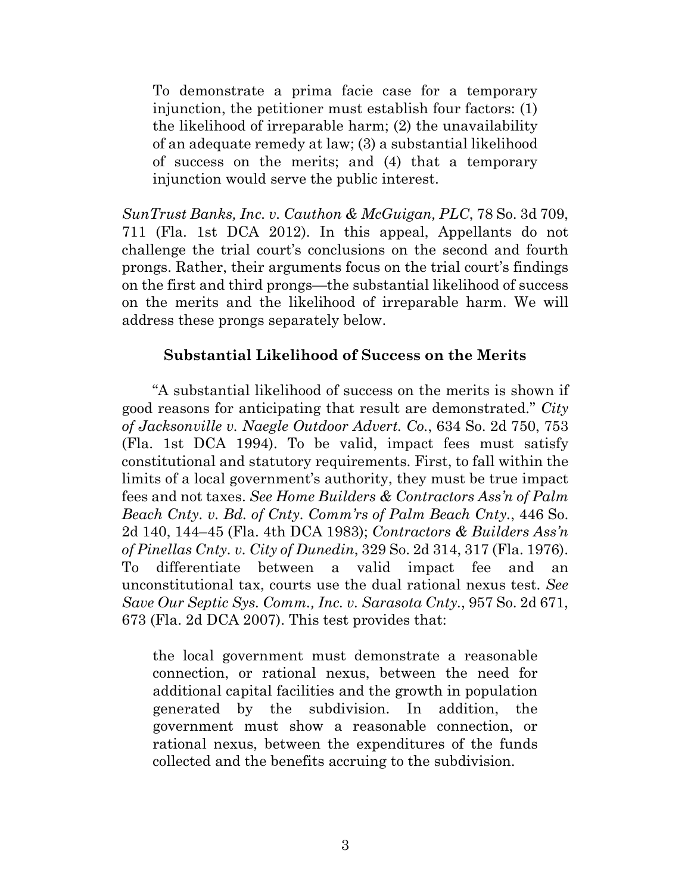> To demonstrate a prima facie case for a temporary injunction, the petitioner must establish four factors: (1) the likelihood of irreparable harm; (2) the unavailability of an adequate remedy at law; (3) a substantial likelihood of success on the merits; and (4) that a temporary injunction would serve the public interest.

*SunTrust Banks, Inc. v. Cauthon & McGuigan, PLC*, 78 So. 3d 709, 711 (Fla. 1st DCA 2012). In this appeal, Appellants do not challenge the trial court's conclusions on the second and fourth prongs. Rather, their arguments focus on the trial court's findings on the first and third prongs—the substantial likelihood of success on the merits and the likelihood of irreparable harm. We will address these prongs separately below.

### Substantial Likelihood of Success on the Merits

"A substantial likelihood of success on the merits is shown if good reasons for anticipating that result are demonstrated." *City of Jacksonville v. Naegle Outdoor Advert. Co.*, 634 So. 2d 750, 753 (Fla. 1st DCA 1994). To be valid, impact fees must satisfy constitutional and statutory requirements. First, to fall within the limits of a local government's authority, they must be true impact fees and not taxes. *See Home Builders & Contractors Ass'n of Palm Beach Cnty. v. Bd. of Cnty. Comm'rs of Palm Beach Cnty.*, 446 So. 2d 140, 144–45 (Fla. 4th DCA 1983); *Contractors & Builders Ass'n of Pinellas Cnty. v. City of Dunedin*, 329 So. 2d 314, 317 (Fla. 1976). To differentiate between a valid impact fee and an unconstitutional tax, courts use the dual rational nexus test. *See Save Our Septic Sys. Comm., Inc. v. Sarasota Cnty.*, 957 So. 2d 671, 673 (Fla. 2d DCA 2007). This test provides that:

> the local government must demonstrate a reasonable connection, or rational nexus, between the need for additional capital facilities and the growth in population generated by the subdivision. In addition, the government must show a reasonable connection, or rational nexus, between the expenditures of the funds collected and the benefits accruing to the subdivision.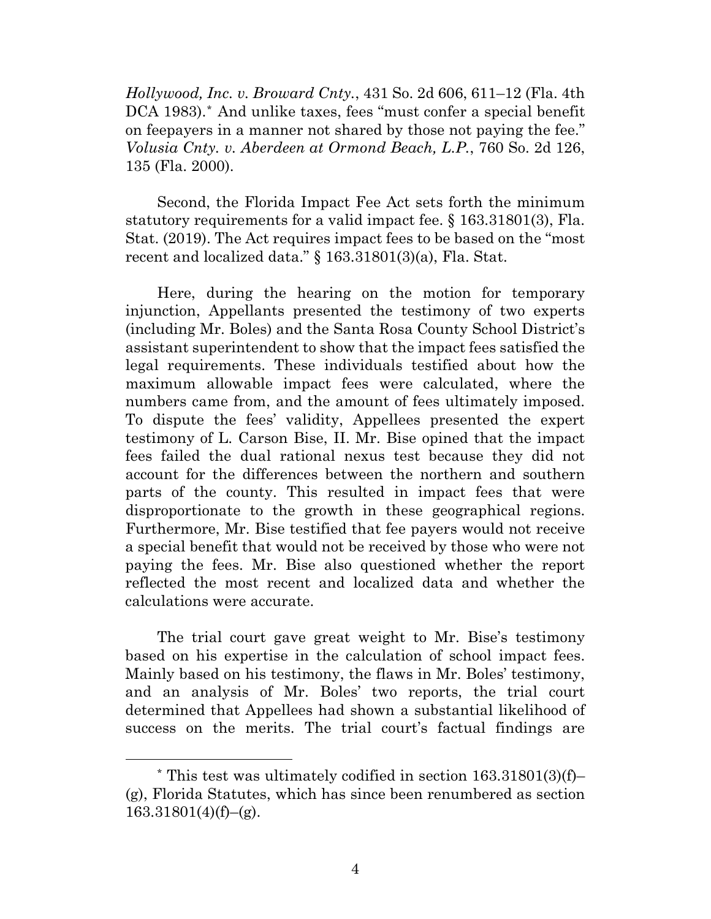*Hollywood, Inc. v. Broward Cnty.*, 431 So. 2d 606, 611–12 (Fla. 4th DCA 1983).* And unlike taxes, fees "must confer a special benefit on feepayers in a manner not shared by those not paying the fee." *Volusia Cnty. v. Aberdeen at Ormond Beach, L.P.*, 760 So. 2d 126, 135 (Fla. 2000).

Second, the Florida Impact Fee Act sets forth the minimum statutory requirements for a valid impact fee. § 163.31801(3), Fla. Stat. (2019). The Act requires impact fees to be based on the "most recent and localized data." § 163.31801(3)(a), Fla. Stat.

Here, during the hearing on the motion for temporary injunction, Appellants presented the testimony of two experts (including Mr. Boles) and the Santa Rosa County School District's assistant superintendent to show that the impact fees satisfied the legal requirements. These individuals testified about how the maximum allowable impact fees were calculated, where the numbers came from, and the amount of fees ultimately imposed. To dispute the fees' validity, Appellees presented the expert testimony of L. Carson Bise, II. Mr. Bise opined that the impact fees failed the dual rational nexus test because they did not account for the differences between the northern and southern parts of the county. This resulted in impact fees that were disproportionate to the growth in these geographical regions. Furthermore, Mr. Bise testified that fee payers would not receive a special benefit that would not be received by those who were not paying the fees. Mr. Bise also questioned whether the report reflected the most recent and localized data and whether the calculations were accurate.

The trial court gave great weight to Mr. Bise's testimony based on his expertise in the calculation of school impact fees. Mainly based on his testimony, the flaws in Mr. Boles' testimony, and an analysis of Mr. Boles' two reports, the trial court determined that Appellees had shown a substantial likelihood of success on the merits. The trial court's factual findings are

---

* This test was ultimately codified in section 163.31801(3)(f)–(g), Florida Statutes, which has since been renumbered as section 163.31801(4)(f)–(g).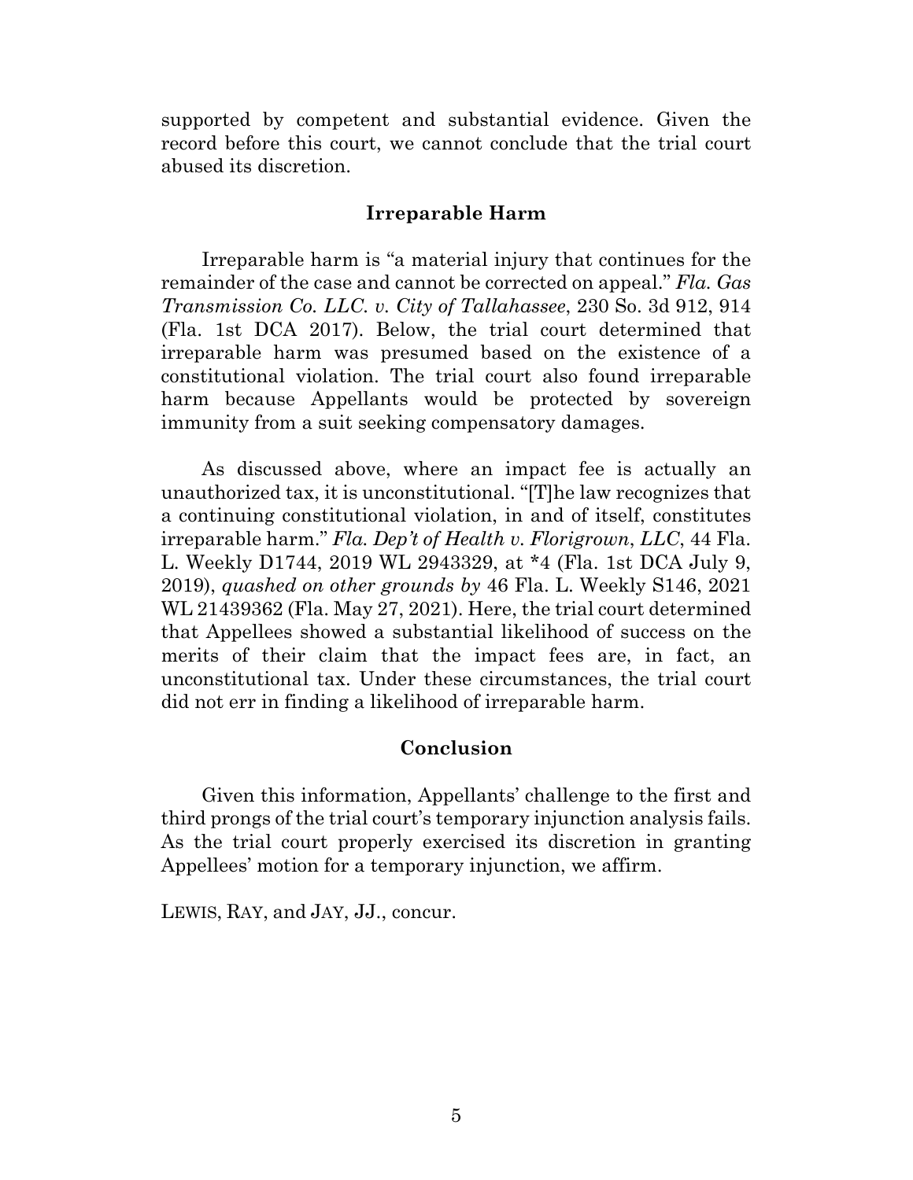supported by competent and substantial evidence. Given the record before this court, we cannot conclude that the trial court abused its discretion.

### Irreparable Harm

Irreparable harm is "a material injury that continues for the remainder of the case and cannot be corrected on appeal." *Fla. Gas Transmission Co. LLC. v. City of Tallahassee*, 230 So. 3d 912, 914 (Fla. 1st DCA 2017). Below, the trial court determined that irreparable harm was presumed based on the existence of a constitutional violation. The trial court also found irreparable harm because Appellants would be protected by sovereign immunity from a suit seeking compensatory damages.

As discussed above, where an impact fee is actually an unauthorized tax, it is unconstitutional. "[T]he law recognizes that a continuing constitutional violation, in and of itself, constitutes irreparable harm." *Fla. Dep't of Health v. Florigrown, LLC*, 44 Fla. L. Weekly D1744, 2019 WL 2943329, at *4 (Fla. 1st DCA July 9, 2019), *quashed on other grounds by* 46 Fla. L. Weekly S146, 2021 WL 21439362 (Fla. May 27, 2021). Here, the trial court determined that Appellees showed a substantial likelihood of success on the merits of their claim that the impact fees are, in fact, an unconstitutional tax. Under these circumstances, the trial court did not err in finding a likelihood of irreparable harm.

### Conclusion

Given this information, Appellants' challenge to the first and third prongs of the trial court's temporary injunction analysis fails. As the trial court properly exercised its discretion in granting Appellees' motion for a temporary injunction, we affirm.

LEWIS, RAY, and JAY, JJ., concur.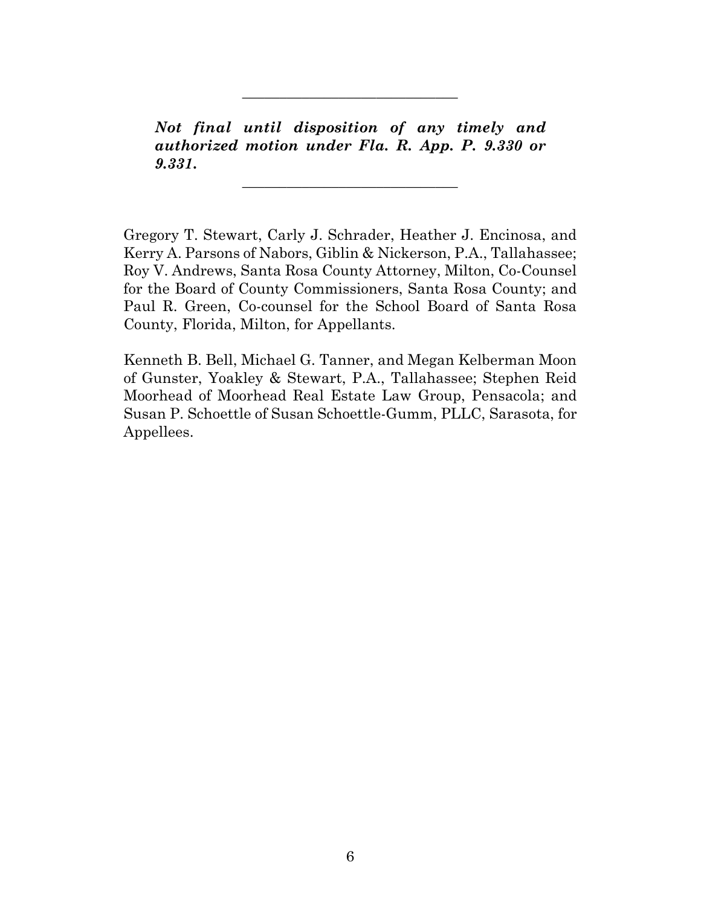---

***Not final until disposition of any timely and authorized motion under Fla. R. App. P. 9.330 or 9.331.***

---

Gregory T. Stewart, Carly J. Schrader, Heather J. Encinosa, and Kerry A. Parsons of Nabors, Giblin & Nickerson, P.A., Tallahassee; Roy V. Andrews, Santa Rosa County Attorney, Milton, Co-Counsel for the Board of County Commissioners, Santa Rosa County; and Paul R. Green, Co-counsel for the School Board of Santa Rosa County, Florida, Milton, for Appellants.

Kenneth B. Bell, Michael G. Tanner, and Megan Kelberman Moon of Gunster, Yoakley & Stewart, P.A., Tallahassee; Stephen Reid Moorhead of Moorhead Real Estate Law Group, Pensacola; and Susan P. Schoettle of Susan Schoettle-Gumm, PLLC, Sarasota, for Appellees.